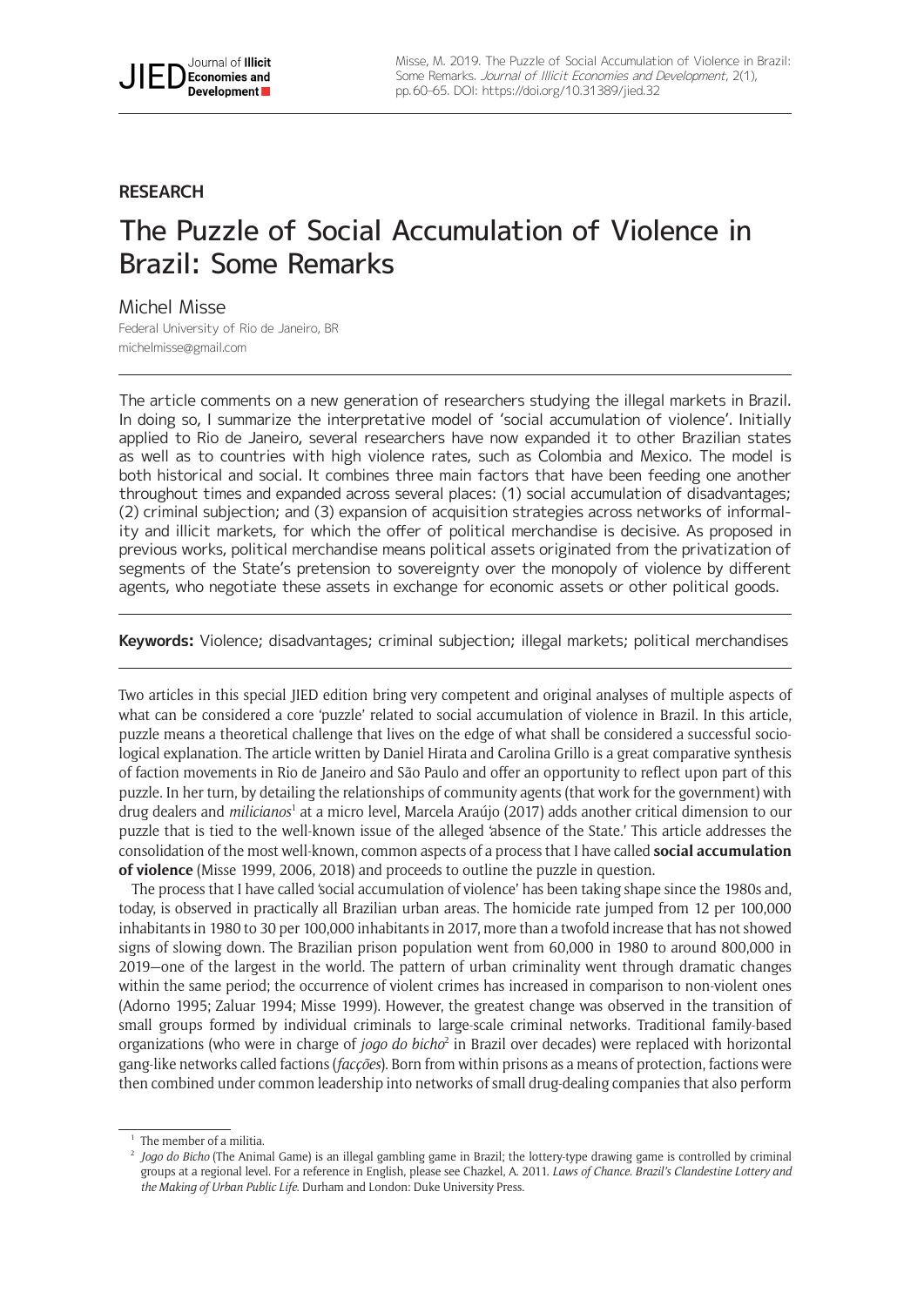**RESEARCH**

# The Puzzle of Social Accumulation of Violence in Brazil: Some Remarks

Michel Misse

Federal University of Rio de Janeiro, BR

michelmisse@gmail.com

The article comments on a new generation of researchers studying the illegal markets in Brazil. In doing so, I summarize the interpretative model of 'social accumulation of violence'. Initially applied to Rio de Janeiro, several researchers have now expanded it to other Brazilian states as well as to countries with high violence rates, such as Colombia and Mexico. The model is both historical and social. It combines three main factors that have been feeding one another throughout times and expanded across several places: (1) social accumulation of disadvantages; (2) criminal subjection; and (3) expansion of acquisition strategies across networks of informality and illicit markets, for which the offer of political merchandise is decisive. As proposed in previous works, political merchandise means political assets originated from the privatization of segments of the State's pretension to sovereignty over the monopoly of violence by different agents, who negotiate these assets in exchange for economic assets or other political goods.

**Keywords:** Violence; disadvantages; criminal subjection; illegal markets; political merchandises

Two articles in this special JIED edition bring very competent and original analyses of multiple aspects of what can be considered a core 'puzzle' related to social accumulation of violence in Brazil. In this article, puzzle means a theoretical challenge that lives on the edge of what shall be considered a successful sociological explanation. The article written by Daniel Hirata and Carolina Grillo is a great comparative synthesis of faction movements in Rio de Janeiro and São Paulo and offer an opportunity to reflect upon part of this puzzle. In her turn, by detailing the relationships of community agents (that work for the government) with drug dealers and *milicianos*[1] at a micro level, Marcela Araújo (2017) adds another critical dimension to our puzzle that is tied to the well-known issue of the alleged 'absence of the State.' This article addresses the consolidation of the most well-known, common aspects of a process that I have called **social accumulation of violence** (Misse 1999, 2006, 2018) and proceeds to outline the puzzle in question.

The process that I have called 'social accumulation of violence' has been taking shape since the 1980s and, today, is observed in practically all Brazilian urban areas. The homicide rate jumped from 12 per 100,000 inhabitants in 1980 to 30 per 100,000 inhabitants in 2017, more than a twofold increase that has not showed signs of slowing down. The Brazilian prison population went from 60,000 in 1980 to around 800,000 in 2019—one of the largest in the world. The pattern of urban criminality went through dramatic changes within the same period; the occurrence of violent crimes has increased in comparison to non-violent ones (Adorno 1995; Zaluar 1994; Misse 1999). However, the greatest change was observed in the transition of small groups formed by individual criminals to large-scale criminal networks. Traditional family-based organizations (who were in charge of *jogo do bicho*[2] in Brazil over decades) were replaced with horizontal gang-like networks called factions (*facções*). Born from within prisons as a means of protection, factions were then combined under common leadership into networks of small drug-dealing companies that also perform

[1] The member of a militia.

[2] *Jogo do Bicho* (The Animal Game) is an illegal gambling game in Brazil; the lottery-type drawing game is controlled by criminal groups at a regional level. For a reference in English, please see Chazkel, A. 2011. *Laws of Chance. Brazil's Clandestine Lottery and the Making of Urban Public Life*. Durham and London: Duke University Press.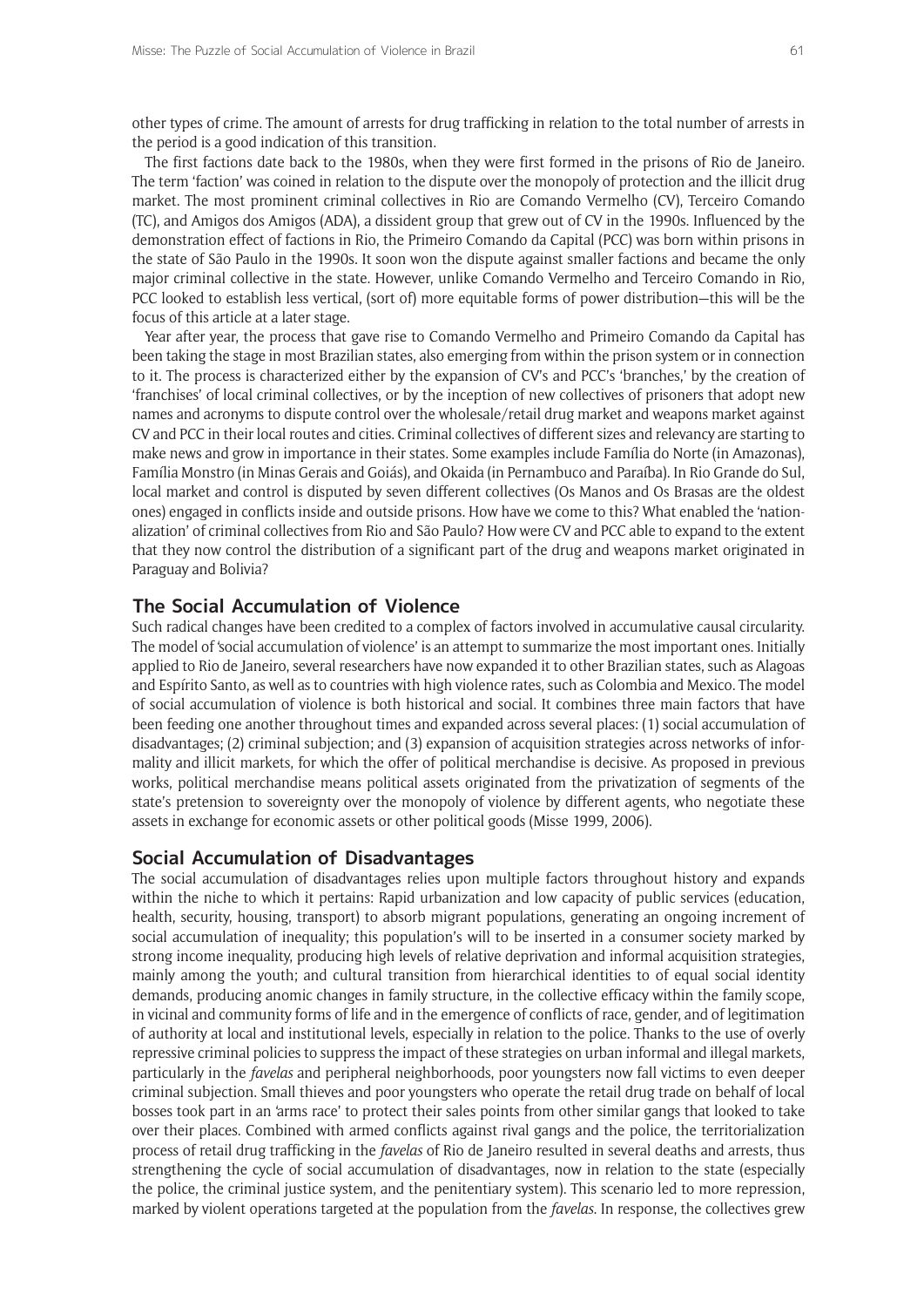other types of crime. The amount of arrests for drug trafficking in relation to the total number of arrests in the period is a good indication of this transition.

The first factions date back to the 1980s, when they were first formed in the prisons of Rio de Janeiro. The term 'faction' was coined in relation to the dispute over the monopoly of protection and the illicit drug market. The most prominent criminal collectives in Rio are Comando Vermelho (CV), Terceiro Comando (TC), and Amigos dos Amigos (ADA), a dissident group that grew out of CV in the 1990s. Influenced by the demonstration effect of factions in Rio, the Primeiro Comando da Capital (PCC) was born within prisons in the state of São Paulo in the 1990s. It soon won the dispute against smaller factions and became the only major criminal collective in the state. However, unlike Comando Vermelho and Terceiro Comando in Rio, PCC looked to establish less vertical, (sort of) more equitable forms of power distribution—this will be the focus of this article at a later stage.

Year after year, the process that gave rise to Comando Vermelho and Primeiro Comando da Capital has been taking the stage in most Brazilian states, also emerging from within the prison system or in connection to it. The process is characterized either by the expansion of CV's and PCC's 'branches,' by the creation of 'franchises' of local criminal collectives, or by the inception of new collectives of prisoners that adopt new names and acronyms to dispute control over the wholesale/retail drug market and weapons market against CV and PCC in their local routes and cities. Criminal collectives of different sizes and relevancy are starting to make news and grow in importance in their states. Some examples include Família do Norte (in Amazonas), Família Monstro (in Minas Gerais and Goiás), and Okaida (in Pernambuco and Paraíba). In Rio Grande do Sul, local market and control is disputed by seven different collectives (Os Manos and Os Brasas are the oldest ones) engaged in conflicts inside and outside prisons. How have we come to this? What enabled the 'nationalization' of criminal collectives from Rio and São Paulo? How were CV and PCC able to expand to the extent that they now control the distribution of a significant part of the drug and weapons market originated in Paraguay and Bolivia?

## The Social Accumulation of Violence

Such radical changes have been credited to a complex of factors involved in accumulative causal circularity. The model of 'social accumulation of violence' is an attempt to summarize the most important ones. Initially applied to Rio de Janeiro, several researchers have now expanded it to other Brazilian states, such as Alagoas and Espírito Santo, as well as to countries with high violence rates, such as Colombia and Mexico. The model of social accumulation of violence is both historical and social. It combines three main factors that have been feeding one another throughout times and expanded across several places: (1) social accumulation of disadvantages; (2) criminal subjection; and (3) expansion of acquisition strategies across networks of informality and illicit markets, for which the offer of political merchandise is decisive. As proposed in previous works, political merchandise means political assets originated from the privatization of segments of the state's pretension to sovereignty over the monopoly of violence by different agents, who negotiate these assets in exchange for economic assets or other political goods (Misse 1999, 2006).

## Social Accumulation of Disadvantages

The social accumulation of disadvantages relies upon multiple factors throughout history and expands within the niche to which it pertains: Rapid urbanization and low capacity of public services (education, health, security, housing, transport) to absorb migrant populations, generating an ongoing increment of social accumulation of inequality; this population's will to be inserted in a consumer society marked by strong income inequality, producing high levels of relative deprivation and informal acquisition strategies, mainly among the youth; and cultural transition from hierarchical identities to of equal social identity demands, producing anomic changes in family structure, in the collective efficacy within the family scope, in vicinal and community forms of life and in the emergence of conflicts of race, gender, and of legitimation of authority at local and institutional levels, especially in relation to the police. Thanks to the use of overly repressive criminal policies to suppress the impact of these strategies on urban informal and illegal markets, particularly in the *favelas* and peripheral neighborhoods, poor youngsters now fall victims to even deeper criminal subjection. Small thieves and poor youngsters who operate the retail drug trade on behalf of local bosses took part in an 'arms race' to protect their sales points from other similar gangs that looked to take over their places. Combined with armed conflicts against rival gangs and the police, the territorialization process of retail drug trafficking in the *favelas* of Rio de Janeiro resulted in several deaths and arrests, thus strengthening the cycle of social accumulation of disadvantages, now in relation to the state (especially the police, the criminal justice system, and the penitentiary system). This scenario led to more repression, marked by violent operations targeted at the population from the *favelas*. In response, the collectives grew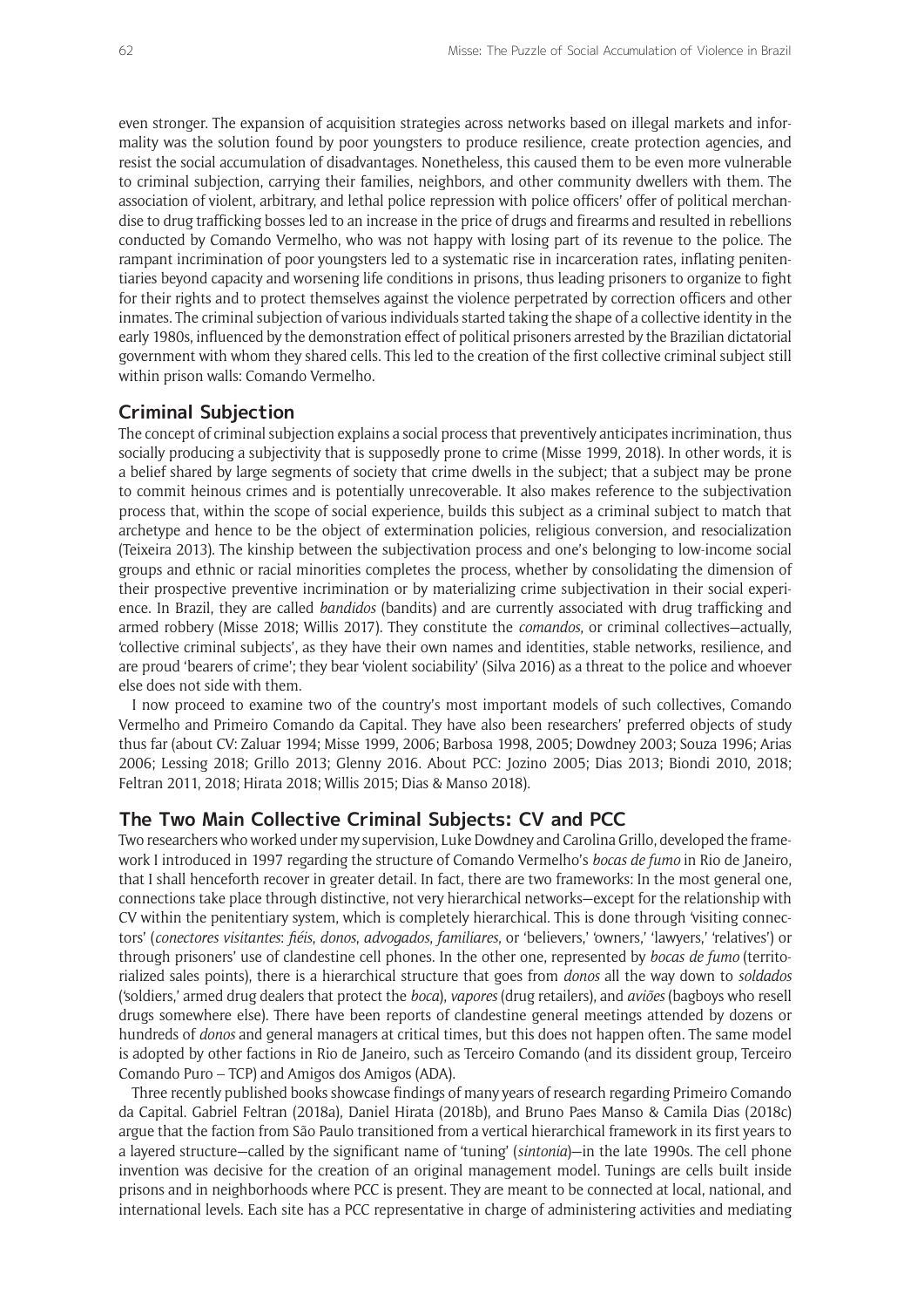even stronger. The expansion of acquisition strategies across networks based on illegal markets and informality was the solution found by poor youngsters to produce resilience, create protection agencies, and resist the social accumulation of disadvantages. Nonetheless, this caused them to be even more vulnerable to criminal subjection, carrying their families, neighbors, and other community dwellers with them. The association of violent, arbitrary, and lethal police repression with police officers' offer of political merchandise to drug trafficking bosses led to an increase in the price of drugs and firearms and resulted in rebellions conducted by Comando Vermelho, who was not happy with losing part of its revenue to the police. The rampant incrimination of poor youngsters led to a systematic rise in incarceration rates, inflating penitentiaries beyond capacity and worsening life conditions in prisons, thus leading prisoners to organize to fight for their rights and to protect themselves against the violence perpetrated by correction officers and other inmates. The criminal subjection of various individuals started taking the shape of a collective identity in the early 1980s, influenced by the demonstration effect of political prisoners arrested by the Brazilian dictatorial government with whom they shared cells. This led to the creation of the first collective criminal subject still within prison walls: Comando Vermelho.

## Criminal Subjection

The concept of criminal subjection explains a social process that preventively anticipates incrimination, thus socially producing a subjectivity that is supposedly prone to crime (Misse 1999, 2018). In other words, it is a belief shared by large segments of society that crime dwells in the subject; that a subject may be prone to commit heinous crimes and is potentially unrecoverable. It also makes reference to the subjectivation process that, within the scope of social experience, builds this subject as a criminal subject to match that archetype and hence to be the object of extermination policies, religious conversion, and resocialization (Teixeira 2013). The kinship between the subjectivation process and one's belonging to low-income social groups and ethnic or racial minorities completes the process, whether by consolidating the dimension of their prospective preventive incrimination or by materializing crime subjectivation in their social experience. In Brazil, they are called *bandidos* (bandits) and are currently associated with drug trafficking and armed robbery (Misse 2018; Willis 2017). They constitute the *comandos*, or criminal collectives—actually, 'collective criminal subjects', as they have their own names and identities, stable networks, resilience, and are proud 'bearers of crime'; they bear 'violent sociability' (Silva 2016) as a threat to the police and whoever else does not side with them.

I now proceed to examine two of the country's most important models of such collectives, Comando Vermelho and Primeiro Comando da Capital. They have also been researchers' preferred objects of study thus far (about CV: Zaluar 1994; Misse 1999, 2006; Barbosa 1998, 2005; Dowdney 2003; Souza 1996; Arias 2006; Lessing 2018; Grillo 2013; Glenny 2016. About PCC: Jozino 2005; Dias 2013; Biondi 2010, 2018; Feltran 2011, 2018; Hirata 2018; Willis 2015; Dias & Manso 2018).

## The Two Main Collective Criminal Subjects: CV and PCC

Two researchers who worked under my supervision, Luke Dowdney and Carolina Grillo, developed the framework I introduced in 1997 regarding the structure of Comando Vermelho's *bocas de fumo* in Rio de Janeiro, that I shall henceforth recover in greater detail. In fact, there are two frameworks: In the most general one, connections take place through distinctive, not very hierarchical networks—except for the relationship with CV within the penitentiary system, which is completely hierarchical. This is done through 'visiting connectors' (*conectores visitantes*: *fiéis*, *donos*, *advogados*, *familiares*, or 'believers,' 'owners,' 'lawyers,' 'relatives') or through prisoners' use of clandestine cell phones. In the other one, represented by *bocas de fumo* (territorialized sales points), there is a hierarchical structure that goes from *donos* all the way down to *soldados* ('soldiers,' armed drug dealers that protect the *boca*), *vapores* (drug retailers), and *aviões* (bagboys who resell drugs somewhere else). There have been reports of clandestine general meetings attended by dozens or hundreds of *donos* and general managers at critical times, but this does not happen often. The same model is adopted by other factions in Rio de Janeiro, such as Terceiro Comando (and its dissident group, Terceiro Comando Puro – TCP) and Amigos dos Amigos (ADA).

Three recently published books showcase findings of many years of research regarding Primeiro Comando da Capital. Gabriel Feltran (2018a), Daniel Hirata (2018b), and Bruno Paes Manso & Camila Dias (2018c) argue that the faction from São Paulo transitioned from a vertical hierarchical framework in its first years to a layered structure—called by the significant name of 'tuning' (*sintonia*)—in the late 1990s. The cell phone invention was decisive for the creation of an original management model. Tunings are cells built inside prisons and in neighborhoods where PCC is present. They are meant to be connected at local, national, and international levels. Each site has a PCC representative in charge of administering activities and mediating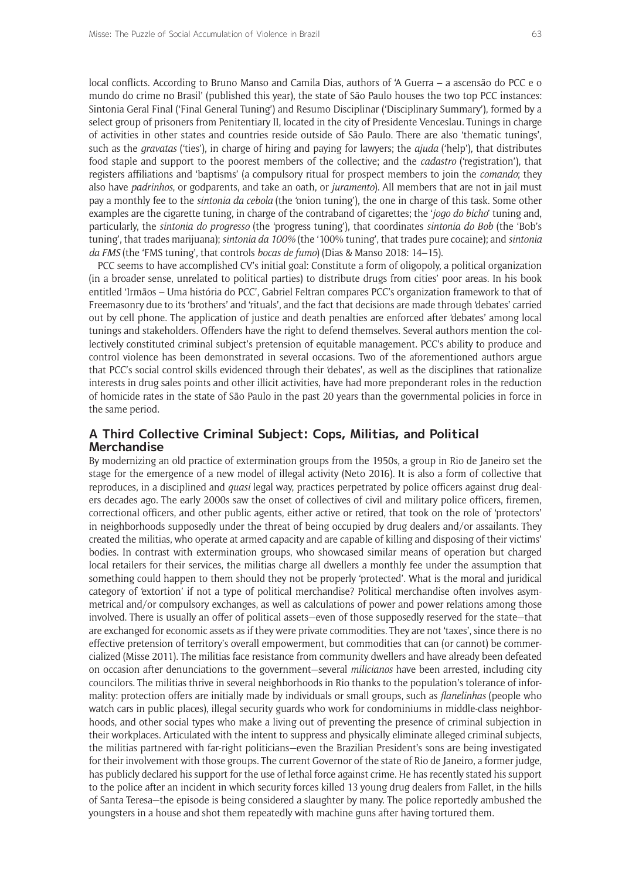local conflicts. According to Bruno Manso and Camila Dias, authors of 'A Guerra – a ascensão do PCC e o mundo do crime no Brasil' (published this year), the state of São Paulo houses the two top PCC instances: Sintonia Geral Final ('Final General Tuning') and Resumo Disciplinar ('Disciplinary Summary'), formed by a select group of prisoners from Penitentiary II, located in the city of Presidente Venceslau. Tunings in charge of activities in other states and countries reside outside of São Paulo. There are also 'thematic tunings', such as the *gravatas* ('ties'), in charge of hiring and paying for lawyers; the *ajuda* ('help'), that distributes food staple and support to the poorest members of the collective; and the *cadastro* ('registration'), that registers affiliations and 'baptisms' (a compulsory ritual for prospect members to join the *comando*; they also have *padrinhos*, or godparents, and take an oath, or *juramento*). All members that are not in jail must pay a monthly fee to the *sintonia da cebola* (the 'onion tuning'), the one in charge of this task. Some other examples are the cigarette tuning, in charge of the contraband of cigarettes; the '*jogo do bicho*' tuning and, particularly, the *sintonia do progresso* (the 'progress tuning'), that coordinates *sintonia do Bob* (the 'Bob's tuning', that trades marijuana); *sintonia da 100%* (the '100% tuning', that trades pure cocaine); and *sintonia da FMS* (the 'FMS tuning', that controls *bocas de fumo*) (Dias & Manso 2018: 14–15).

PCC seems to have accomplished CV's initial goal: Constitute a form of oligopoly, a political organization (in a broader sense, unrelated to political parties) to distribute drugs from cities' poor areas. In his book entitled 'Irmãos – Uma história do PCC', Gabriel Feltran compares PCC's organization framework to that of Freemasonry due to its 'brothers' and 'rituals', and the fact that decisions are made through 'debates' carried out by cell phone. The application of justice and death penalties are enforced after 'debates' among local tunings and stakeholders. Offenders have the right to defend themselves. Several authors mention the collectively constituted criminal subject's pretension of equitable management. PCC's ability to produce and control violence has been demonstrated in several occasions. Two of the aforementioned authors argue that PCC's social control skills evidenced through their 'debates', as well as the disciplines that rationalize interests in drug sales points and other illicit activities, have had more preponderant roles in the reduction of homicide rates in the state of São Paulo in the past 20 years than the governmental policies in force in the same period.

## A Third Collective Criminal Subject: Cops, Militias, and Political Merchandise

By modernizing an old practice of extermination groups from the 1950s, a group in Rio de Janeiro set the stage for the emergence of a new model of illegal activity (Neto 2016). It is also a form of collective that reproduces, in a disciplined and *quasi* legal way, practices perpetrated by police officers against drug dealers decades ago. The early 2000s saw the onset of collectives of civil and military police officers, firemen, correctional officers, and other public agents, either active or retired, that took on the role of 'protectors' in neighborhoods supposedly under the threat of being occupied by drug dealers and/or assailants. They created the militias, who operate at armed capacity and are capable of killing and disposing of their victims' bodies. In contrast with extermination groups, who showcased similar means of operation but charged local retailers for their services, the militias charge all dwellers a monthly fee under the assumption that something could happen to them should they not be properly 'protected'. What is the moral and juridical category of 'extortion' if not a type of political merchandise? Political merchandise often involves asymmetrical and/or compulsory exchanges, as well as calculations of power and power relations among those involved. There is usually an offer of political assets—even of those supposedly reserved for the state—that are exchanged for economic assets as if they were private commodities. They are not 'taxes', since there is no effective pretension of territory's overall empowerment, but commodities that can (or cannot) be commercialized (Misse 2011). The militias face resistance from community dwellers and have already been defeated on occasion after denunciations to the government—several *milicianos* have been arrested, including city councilors. The militias thrive in several neighborhoods in Rio thanks to the population's tolerance of informality: protection offers are initially made by individuals or small groups, such as *flanelinhas* (people who watch cars in public places), illegal security guards who work for condominiums in middle-class neighborhoods, and other social types who make a living out of preventing the presence of criminal subjection in their workplaces. Articulated with the intent to suppress and physically eliminate alleged criminal subjects, the militias partnered with far-right politicians—even the Brazilian President's sons are being investigated for their involvement with those groups. The current Governor of the state of Rio de Janeiro, a former judge, has publicly declared his support for the use of lethal force against crime. He has recently stated his support to the police after an incident in which security forces killed 13 young drug dealers from Fallet, in the hills of Santa Teresa—the episode is being considered a slaughter by many. The police reportedly ambushed the youngsters in a house and shot them repeatedly with machine guns after having tortured them.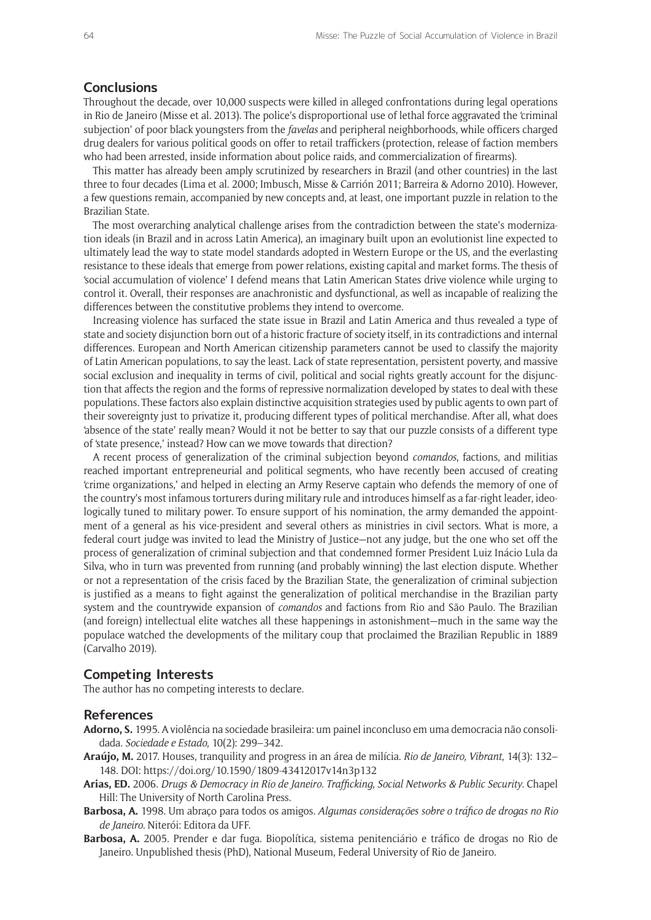## Conclusions

Throughout the decade, over 10,000 suspects were killed in alleged confrontations during legal operations in Rio de Janeiro (Misse et al. 2013). The police's disproportional use of lethal force aggravated the 'criminal subjection' of poor black youngsters from the *favelas* and peripheral neighborhoods, while officers charged drug dealers for various political goods on offer to retail traffickers (protection, release of faction members who had been arrested, inside information about police raids, and commercialization of firearms).

This matter has already been amply scrutinized by researchers in Brazil (and other countries) in the last three to four decades (Lima et al. 2000; Imbusch, Misse & Carrión 2011; Barreira & Adorno 2010). However, a few questions remain, accompanied by new concepts and, at least, one important puzzle in relation to the Brazilian State.

The most overarching analytical challenge arises from the contradiction between the state's modernization ideals (in Brazil and in across Latin America), an imaginary built upon an evolutionist line expected to ultimately lead the way to state model standards adopted in Western Europe or the US, and the everlasting resistance to these ideals that emerge from power relations, existing capital and market forms. The thesis of 'social accumulation of violence' I defend means that Latin American States drive violence while urging to control it. Overall, their responses are anachronistic and dysfunctional, as well as incapable of realizing the differences between the constitutive problems they intend to overcome.

Increasing violence has surfaced the state issue in Brazil and Latin America and thus revealed a type of state and society disjunction born out of a historic fracture of society itself, in its contradictions and internal differences. European and North American citizenship parameters cannot be used to classify the majority of Latin American populations, to say the least. Lack of state representation, persistent poverty, and massive social exclusion and inequality in terms of civil, political and social rights greatly account for the disjunction that affects the region and the forms of repressive normalization developed by states to deal with these populations. These factors also explain distinctive acquisition strategies used by public agents to own part of their sovereignty just to privatize it, producing different types of political merchandise. After all, what does 'absence of the state' really mean? Would it not be better to say that our puzzle consists of a different type of 'state presence,' instead? How can we move towards that direction?

A recent process of generalization of the criminal subjection beyond *comandos*, factions, and militias reached important entrepreneurial and political segments, who have recently been accused of creating 'crime organizations,' and helped in electing an Army Reserve captain who defends the memory of one of the country's most infamous torturers during military rule and introduces himself as a far-right leader, ideologically tuned to military power. To ensure support of his nomination, the army demanded the appointment of a general as his vice-president and several others as ministries in civil sectors. What is more, a federal court judge was invited to lead the Ministry of Justice—not any judge, but the one who set off the process of generalization of criminal subjection and that condemned former President Luiz Inácio Lula da Silva, who in turn was prevented from running (and probably winning) the last election dispute. Whether or not a representation of the crisis faced by the Brazilian State, the generalization of criminal subjection is justified as a means to fight against the generalization of political merchandise in the Brazilian party system and the countrywide expansion of *comandos* and factions from Rio and São Paulo. The Brazilian (and foreign) intellectual elite watches all these happenings in astonishment—much in the same way the populace watched the developments of the military coup that proclaimed the Brazilian Republic in 1889 (Carvalho 2019).

## Competing Interests

The author has no competing interests to declare.

## References

**Adorno, S.** 1995. A violência na sociedade brasileira: um painel inconcluso em uma democracia não consolidada. *Sociedade e Estado*, 10(2): 299–342.

**Araújo, M.** 2017. Houses, tranquility and progress in an área de milícia. *Rio de Janeiro, Vibrant*, 14(3): 132–148. DOI: https://doi.org/10.1590/1809-43412017v14n3p132

**Arias, ED.** 2006. *Drugs & Democracy in Rio de Janeiro. Trafficking, Social Networks & Public Security*. Chapel Hill: The University of North Carolina Press.

**Barbosa, A.** 1998. Um abraço para todos os amigos. *Algumas considerações sobre o tráfico de drogas no Rio de Janeiro*. Niterói: Editora da UFF.

**Barbosa, A.** 2005. Prender e dar fuga. Biopolítica, sistema penitenciário e tráfico de drogas no Rio de Janeiro. Unpublished thesis (PhD), National Museum, Federal University of Rio de Janeiro.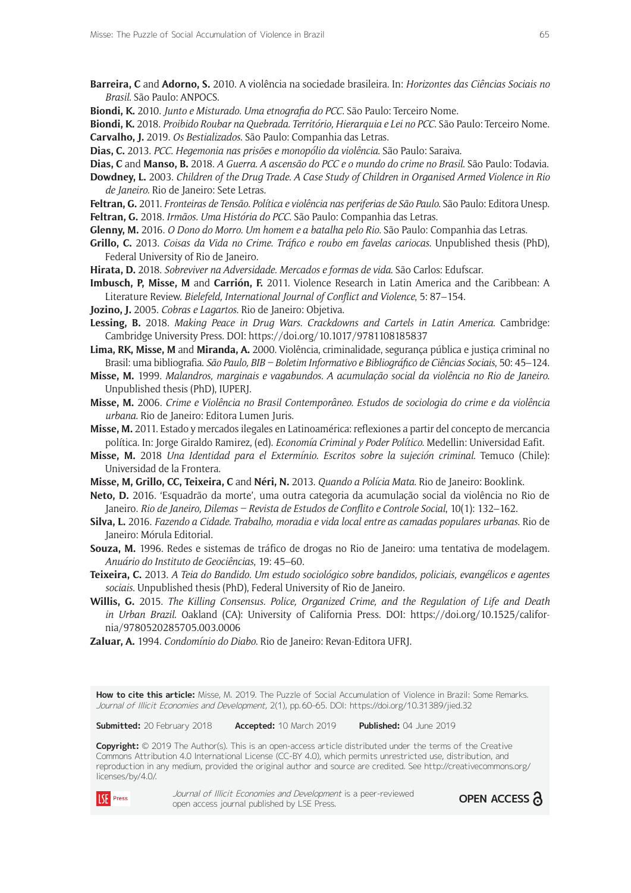**Barreira, C** and **Adorno, S.** 2010. A violência na sociedade brasileira. In: *Horizontes das Ciências Sociais no Brasil*. São Paulo: ANPOCS.

**Biondi, K.** 2010. *Junto e Misturado. Uma etnografia do PCC*. São Paulo: Terceiro Nome.

**Biondi, K.** 2018. *Proibido Roubar na Quebrada. Território, Hierarquia e Lei no PCC*. São Paulo: Terceiro Nome.

**Carvalho, J.** 2019. *Os Bestializados*. São Paulo: Companhia das Letras.

**Dias, C.** 2013. *PCC. Hegemonia nas prisões e monopólio da violência*. São Paulo: Saraiva.

**Dias, C** and **Manso, B.** 2018. *A Guerra. A ascensão do PCC e o mundo do crime no Brasil*. São Paulo: Todavia.

**Dowdney, L.** 2003. *Children of the Drug Trade. A Case Study of Children in Organised Armed Violence in Rio de Janeiro*. Rio de Janeiro: Sete Letras.

**Feltran, G.** 2011. *Fronteiras de Tensão. Política e violência nas periferias de São Paulo*. São Paulo: Editora Unesp.

**Feltran, G.** 2018. *Irmãos. Uma História do PCC*. São Paulo: Companhia das Letras.

**Glenny, M.** 2016. *O Dono do Morro. Um homem e a batalha pelo Rio*. São Paulo: Companhia das Letras.

**Grillo, C.** 2013. *Coisas da Vida no Crime. Tráfico e roubo em favelas cariocas*. Unpublished thesis (PhD), Federal University of Rio de Janeiro.

**Hirata, D.** 2018. *Sobreviver na Adversidade. Mercados e formas de vida*. São Carlos: Edufscar.

**Imbusch, P, Misse, M** and **Carrión, F.** 2011. Violence Research in Latin America and the Caribbean: A Literature Review. *Bielefeld, International Journal of Conflict and Violence*, 5: 87–154.

**Jozino, J.** 2005. *Cobras e Lagartos*. Rio de Janeiro: Objetiva.

**Lessing, B.** 2018. *Making Peace in Drug Wars. Crackdowns and Cartels in Latin America*. Cambridge: Cambridge University Press. DOI: https://doi.org/10.1017/9781108185837

**Lima, RK, Misse, M** and **Miranda, A.** 2000. Violência, criminalidade, segurança pública e justiça criminal no Brasil: uma bibliografia. *São Paulo, BIB – Boletim Informativo e Bibliográfico de Ciências Sociais*, 50: 45–124.

**Misse, M.** 1999. *Malandros, marginais e vagabundos. A acumulação social da violência no Rio de Janeiro*. Unpublished thesis (PhD), IUPERJ.

**Misse, M.** 2006. *Crime e Violência no Brasil Contemporâneo. Estudos de sociologia do crime e da violência urbana*. Rio de Janeiro: Editora Lumen Juris.

**Misse, M.** 2011. Estado y mercados ilegales en Latinoamérica: reflexiones a partir del concepto de mercancia política. In: Jorge Giraldo Ramirez, (ed). *Economía Criminal y Poder Político*. Medellin: Universidad Eafit.

**Misse, M.** 2018 *Una Identidad para el Extermínio. Escritos sobre la sujeción criminal*. Temuco (Chile): Universidad de la Frontera.

**Misse, M, Grillo, CC, Teixeira, C** and **Néri, N.** 2013. *Quando a Polícia Mata*. Rio de Janeiro: Booklink.

**Neto, D.** 2016. 'Esquadrão da morte', uma outra categoria da acumulação social da violência no Rio de Janeiro. *Rio de Janeiro, Dilemas – Revista de Estudos de Conflito e Controle Social*, 10(1): 132–162.

**Silva, L.** 2016. *Fazendo a Cidade. Trabalho, moradia e vida local entre as camadas populares urbanas*. Rio de Janeiro: Mórula Editorial.

**Souza, M.** 1996. Redes e sistemas de tráfico de drogas no Rio de Janeiro: uma tentativa de modelagem. *Anuário do Instituto de Geociências*, 19: 45–60.

**Teixeira, C.** 2013. *A Teia do Bandido. Um estudo sociológico sobre bandidos, policiais, evangélicos e agentes sociais*. Unpublished thesis (PhD), Federal University of Rio de Janeiro.

**Willis, G.** 2015. *The Killing Consensus. Police, Organized Crime, and the Regulation of Life and Death in Urban Brazil*. Oakland (CA): University of California Press. DOI: https://doi.org/10.1525/california/9780520285705.003.0006

**Zaluar, A.** 1994. *Condomínio do Diabo*. Rio de Janeiro: Revan-Editora UFRJ.

**How to cite this article:** Misse, M. 2019. The Puzzle of Social Accumulation of Violence in Brazil: Some Remarks. *Journal of Illicit Economies and Development*, 2(1), pp. 60–65. DOI: https://doi.org/10.31389/jied.32

**Submitted:** 20 February 2018 **Accepted:** 10 March 2019 **Published:** 04 June 2019

**Copyright:** © 2019 The Author(s). This is an open-access article distributed under the terms of the Creative Commons Attribution 4.0 International License (CC-BY 4.0), which permits unrestricted use, distribution, and reproduction in any medium, provided the original author and source are credited. See http://creativecommons.org/licenses/by/4.0/.

*Journal of Illicit Economies and Development* is a peer-reviewed open access journal published by LSE Press.

OPEN ACCESS